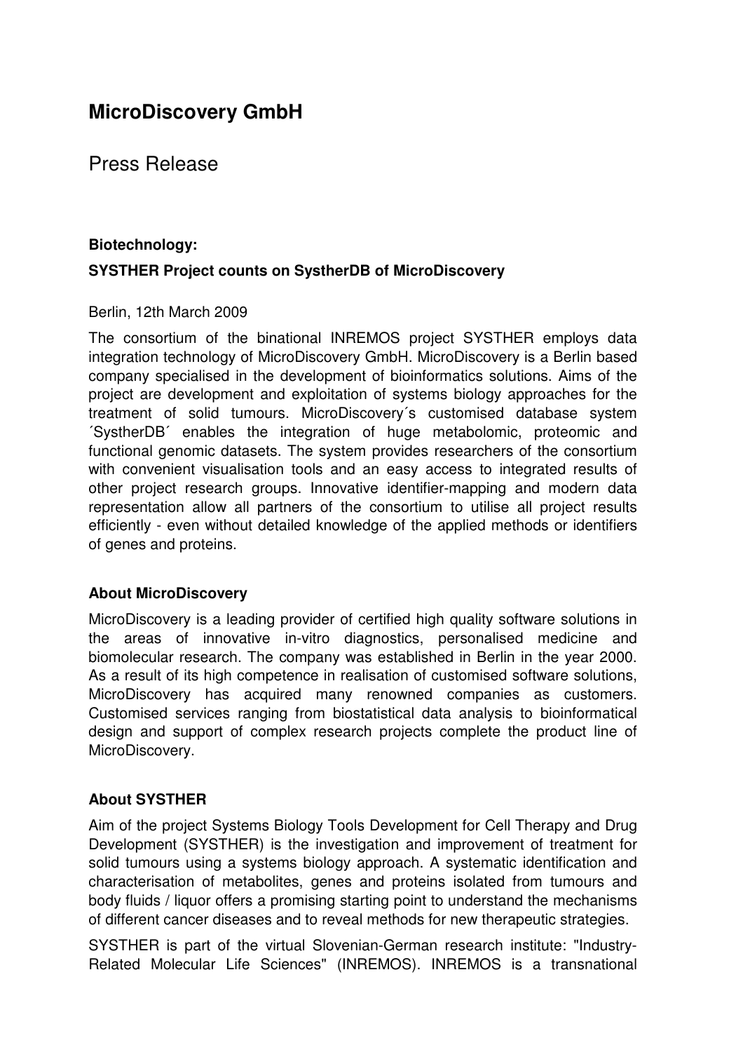# MicroDiscovery GmbH

Press Release

**Biotechnology:**

**SYSTHER Project counts on SystherDB of MicroDiscovery**

Berlin, 12th March 2009

The consortium of the binational INREMOS project SYSTHER employs data integration technology of MicroDiscovery GmbH. MicroDiscovery is a Berlin based company specialised in the development of bioinformatics solutions. Aims of the project are development and exploitation of systems biology approaches for the treatment of solid tumours. MicroDiscovery´s customised database system ´SystherDB´ enables the integration of huge metabolomic, proteomic and functional genomic datasets. The system provides researchers of the consortium with convenient visualisation tools and an easy access to integrated results of other project research groups. Innovative identifier-mapping and modern data representation allow all partners of the consortium to utilise all project results efficiently - even without detailed knowledge of the applied methods or identifiers of genes and proteins.

**About MicroDiscovery**

MicroDiscovery is a leading provider of certified high quality software solutions in the areas of innovative in-vitro diagnostics, personalised medicine and biomolecular research. The company was established in Berlin in the year 2000. As a result of its high competence in realisation of customised software solutions, MicroDiscovery has acquired many renowned companies as customers. Customised services ranging from biostatistical data analysis to bioinformatical design and support of complex research projects complete the product line of MicroDiscovery.

**About SYSTHER**

Aim of the project Systems Biology Tools Development for Cell Therapy and Drug Development (SYSTHER) is the investigation and improvement of treatment for solid tumours using a systems biology approach. A systematic identification and characterisation of metabolites, genes and proteins isolated from tumours and body fluids / liquor offers a promising starting point to understand the mechanisms of different cancer diseases and to reveal methods for new therapeutic strategies.

SYSTHER is part of the virtual Slovenian-German research institute: "Industry-Related Molecular Life Sciences" (INREMOS). INREMOS is a transnational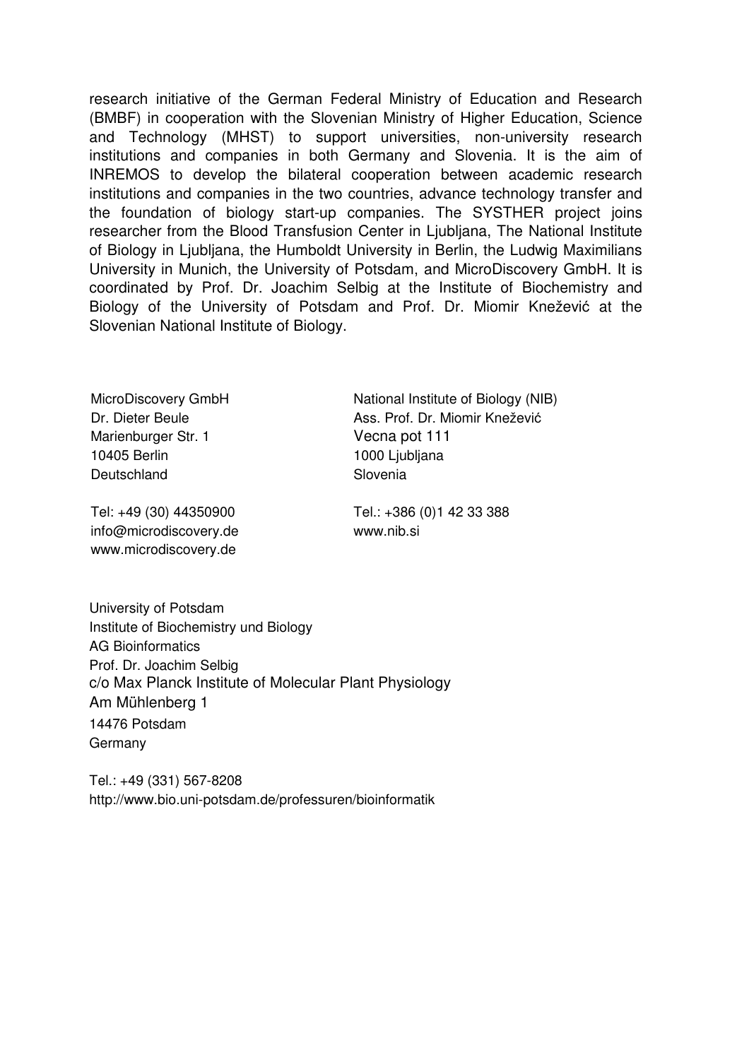research initiative of the German Federal Ministry of Education and Research (BMBF) in cooperation with the Slovenian Ministry of Higher Education, Science and Technology (MHST) to support universities, non-university research institutions and companies in both Germany and Slovenia. It is the aim of INREMOS to develop the bilateral cooperation between academic research institutions and companies in the two countries, advance technology transfer and the foundation of biology start-up companies. The SYSTHER project joins researcher from the Blood Transfusion Center in Ljubljana, The National Institute of Biology in Ljubljana, the Humboldt University in Berlin, the Ludwig Maximilians University in Munich, the University of Potsdam, and MicroDiscovery GmbH. It is coordinated by Prof. Dr. Joachim Selbig at the Institute of Biochemistry and Biology of the University of Potsdam and Prof. Dr. Miomir Knežević at the Slovenian National Institute of Biology.

MicroDiscovery GmbH
Dr. Dieter Beule
Marienburger Str. 1
10405 Berlin
Deutschland

Tel: +49 (30) 44350900
info@microdiscovery.de
www.microdiscovery.de

National Institute of Biology (NIB)
Ass. Prof. Dr. Miomir Knežević
Vecna pot 111
1000 Ljubljana
Slovenia

Tel.: +386 (0)1 42 33 388
www.nib.si

University of Potsdam
Institute of Biochemistry und Biology
AG Bioinformatics
Prof. Dr. Joachim Selbig
c/o Max Planck Institute of Molecular Plant Physiology
Am Mühlenberg 1
14476 Potsdam
Germany

Tel.: +49 (331) 567-8208
http://www.bio.uni-potsdam.de/professuren/bioinformatik